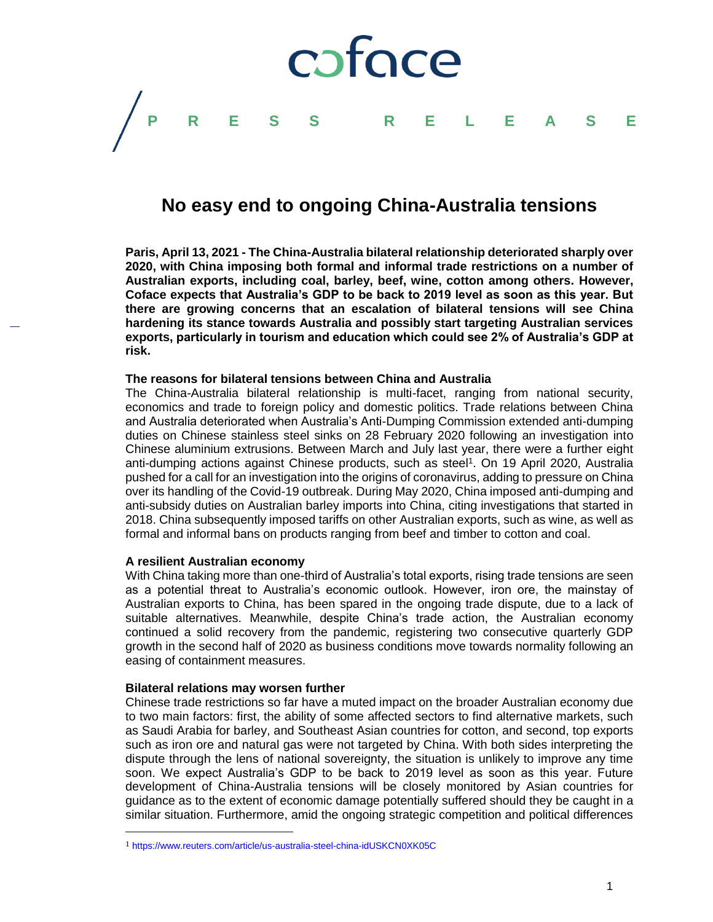# No easy end to ongoing China-Australia tensions

**Paris, April 13, 2021 - The China-Australia bilateral relationship deteriorated sharply over 2020, with China imposing both formal and informal trade restrictions on a number of Australian exports, including coal, barley, beef, wine, cotton among others. However, Coface expects that Australia's GDP to be back to 2019 level as soon as this year. But there are growing concerns that an escalation of bilateral tensions will see China hardening its stance towards Australia and possibly start targeting Australian services exports, particularly in tourism and education which could see 2% of Australia's GDP at risk.**

**The reasons for bilateral tensions between China and Australia**

The China-Australia bilateral relationship is multi-facet, ranging from national security, economics and trade to foreign policy and domestic politics. Trade relations between China and Australia deteriorated when Australia's Anti-Dumping Commission extended anti-dumping duties on Chinese stainless steel sinks on 28 February 2020 following an investigation into Chinese aluminium extrusions. Between March and July last year, there were a further eight anti-dumping actions against Chinese products, such as steel[1]. On 19 April 2020, Australia pushed for a call for an investigation into the origins of coronavirus, adding to pressure on China over its handling of the Covid-19 outbreak. During May 2020, China imposed anti-dumping and anti-subsidy duties on Australian barley imports into China, citing investigations that started in 2018. China subsequently imposed tariffs on other Australian exports, such as wine, as well as formal and informal bans on products ranging from beef and timber to cotton and coal.

**A resilient Australian economy**

With China taking more than one-third of Australia's total exports, rising trade tensions are seen as a potential threat to Australia's economic outlook. However, iron ore, the mainstay of Australian exports to China, has been spared in the ongoing trade dispute, due to a lack of suitable alternatives. Meanwhile, despite China's trade action, the Australian economy continued a solid recovery from the pandemic, registering two consecutive quarterly GDP growth in the second half of 2020 as business conditions move towards normality following an easing of containment measures.

**Bilateral relations may worsen further**

Chinese trade restrictions so far have a muted impact on the broader Australian economy due to two main factors: first, the ability of some affected sectors to find alternative markets, such as Saudi Arabia for barley, and Southeast Asian countries for cotton, and second, top exports such as iron ore and natural gas were not targeted by China. With both sides interpreting the dispute through the lens of national sovereignty, the situation is unlikely to improve any time soon. We expect Australia's GDP to be back to 2019 level as soon as this year. Future development of China-Australia tensions will be closely monitored by Asian countries for guidance as to the extent of economic damage potentially suffered should they be caught in a similar situation. Furthermore, amid the ongoing strategic competition and political differences

[1] https://www.reuters.com/article/us-australia-steel-china-idUSKCN0XK05C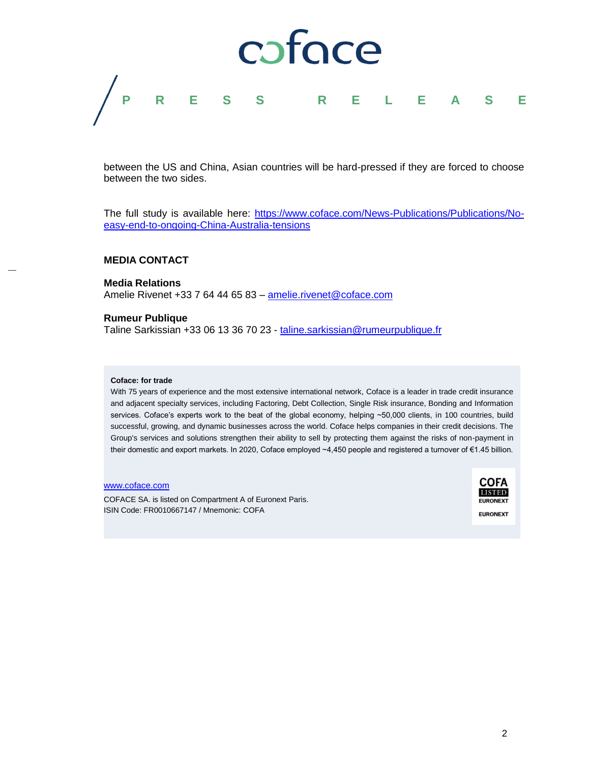between the US and China, Asian countries will be hard-pressed if they are forced to choose between the two sides.

The full study is available here: https://www.coface.com/News-Publications/Publications/No-easy-end-to-ongoing-China-Australia-tensions

**MEDIA CONTACT**

**Media Relations**
Amelie Rivenet +33 7 64 44 65 83 – amelie.rivenet@coface.com

**Rumeur Publique**
Taline Sarkissian +33 06 13 36 70 23 - taline.sarkissian@rumeurpublique.fr

**Coface: for trade**

With 75 years of experience and the most extensive international network, Coface is a leader in trade credit insurance and adjacent specialty services, including Factoring, Debt Collection, Single Risk insurance, Bonding and Information services. Coface's experts work to the beat of the global economy, helping ~50,000 clients, in 100 countries, build successful, growing, and dynamic businesses across the world. Coface helps companies in their credit decisions. The Group's services and solutions strengthen their ability to sell by protecting them against the risks of non-payment in their domestic and export markets. In 2020, Coface employed ~4,450 people and registered a turnover of €1.45 billion.

www.coface.com

COFACE SA. is listed on Compartment A of Euronext Paris.
ISIN Code: FR0010667147 / Mnemonic: COFA

COFA
LISTED
EURONEXT
EURONEXT